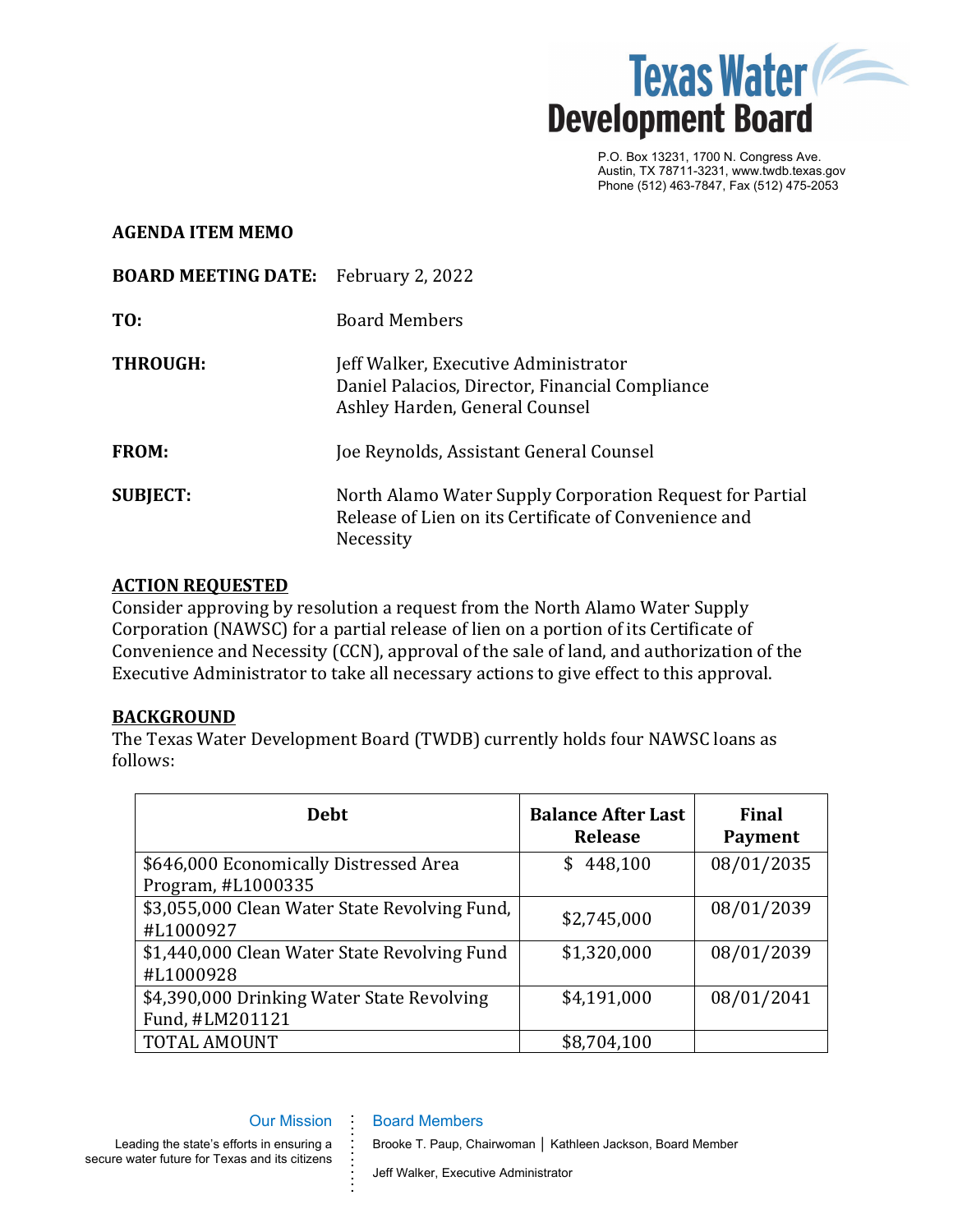P.O. Box 13231, 1700 N. Congress Ave.
Austin, TX 78711-3231, www.twdb.texas.gov
Phone (512) 463-7847, Fax (512) 475-2053

**AGENDA ITEM MEMO**

**BOARD MEETING DATE:** February 2, 2022

**TO:** Board Members

**THROUGH:** Jeff Walker, Executive Administrator
Daniel Palacios, Director, Financial Compliance
Ashley Harden, General Counsel

**FROM:** Joe Reynolds, Assistant General Counsel

**SUBJECT:** North Alamo Water Supply Corporation Request for Partial Release of Lien on its Certificate of Convenience and Necessity

## ACTION REQUESTED

Consider approving by resolution a request from the North Alamo Water Supply Corporation (NAWSC) for a partial release of lien on a portion of its Certificate of Convenience and Necessity (CCN), approval of the sale of land, and authorization of the Executive Administrator to take all necessary actions to give effect to this approval.

## BACKGROUND

The Texas Water Development Board (TWDB) currently holds four NAWSC loans as follows:

| Debt | Balance After Last Release | Final Payment |
|---|---|---|
| $646,000 Economically Distressed Area Program, #L1000335 | $ 448,100 | 08/01/2035 |
| $3,055,000 Clean Water State Revolving Fund, #L1000927 | $2,745,000 | 08/01/2039 |
| $1,440,000 Clean Water State Revolving Fund #L1000928 | $1,320,000 | 08/01/2039 |
| $4,390,000 Drinking Water State Revolving Fund, #LM201121 | $4,191,000 | 08/01/2041 |
| TOTAL AMOUNT | $8,704,100 | |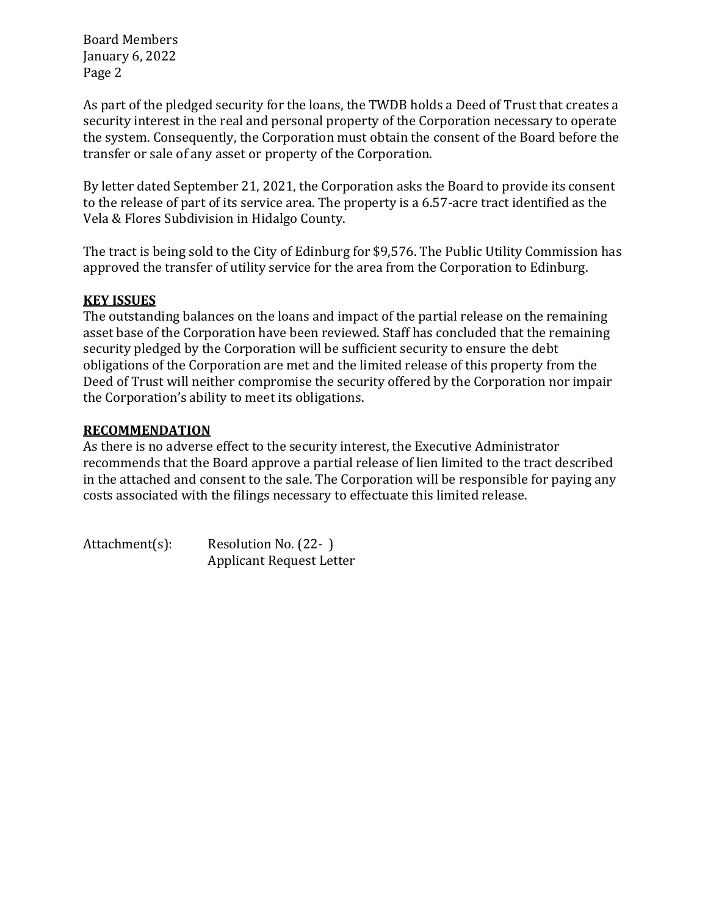As part of the pledged security for the loans, the TWDB holds a Deed of Trust that creates a security interest in the real and personal property of the Corporation necessary to operate the system. Consequently, the Corporation must obtain the consent of the Board before the transfer or sale of any asset or property of the Corporation.

By letter dated September 21, 2021, the Corporation asks the Board to provide its consent to the release of part of its service area. The property is a 6.57-acre tract identified as the Vela & Flores Subdivision in Hidalgo County.

The tract is being sold to the City of Edinburg for $9,576. The Public Utility Commission has approved the transfer of utility service for the area from the Corporation to Edinburg.

**KEY ISSUES**

The outstanding balances on the loans and impact of the partial release on the remaining asset base of the Corporation have been reviewed. Staff has concluded that the remaining security pledged by the Corporation will be sufficient security to ensure the debt obligations of the Corporation are met and the limited release of this property from the Deed of Trust will neither compromise the security offered by the Corporation nor impair the Corporation's ability to meet its obligations.

**RECOMMENDATION**

As there is no adverse effect to the security interest, the Executive Administrator recommends that the Board approve a partial release of lien limited to the tract described in the attached and consent to the sale. The Corporation will be responsible for paying any costs associated with the filings necessary to effectuate this limited release.

Attachment(s): Resolution No. (22- )
Applicant Request Letter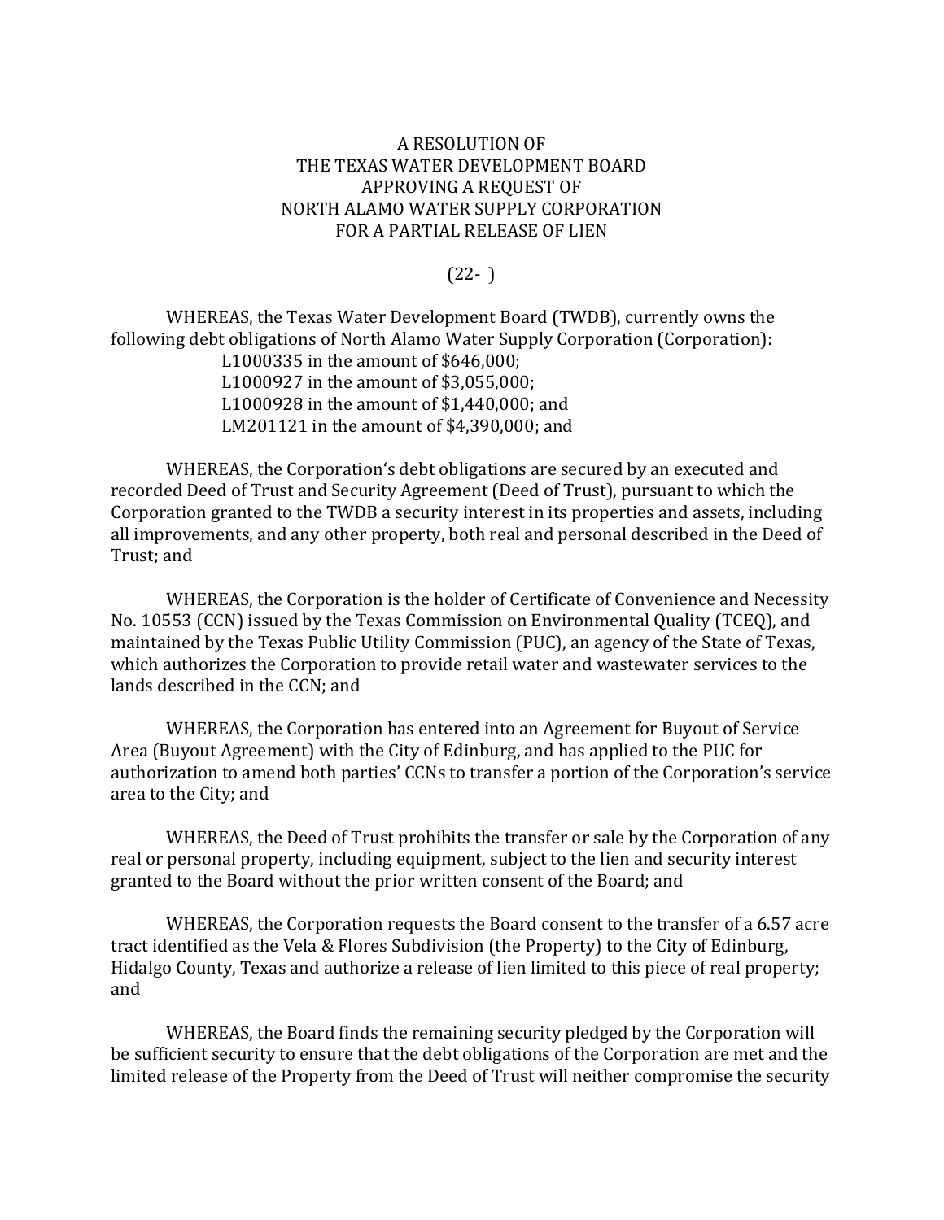A RESOLUTION OF
THE TEXAS WATER DEVELOPMENT BOARD
APPROVING A REQUEST OF
NORTH ALAMO WATER SUPPLY CORPORATION
FOR A PARTIAL RELEASE OF LIEN

(22- )

WHEREAS, the Texas Water Development Board (TWDB), currently owns the following debt obligations of North Alamo Water Supply Corporation (Corporation):

L1000335 in the amount of $646,000;
L1000927 in the amount of $3,055,000;
L1000928 in the amount of $1,440,000; and
LM201121 in the amount of $4,390,000; and

WHEREAS, the Corporation's debt obligations are secured by an executed and recorded Deed of Trust and Security Agreement (Deed of Trust), pursuant to which the Corporation granted to the TWDB a security interest in its properties and assets, including all improvements, and any other property, both real and personal described in the Deed of Trust; and

WHEREAS, the Corporation is the holder of Certificate of Convenience and Necessity No. 10553 (CCN) issued by the Texas Commission on Environmental Quality (TCEQ), and maintained by the Texas Public Utility Commission (PUC), an agency of the State of Texas, which authorizes the Corporation to provide retail water and wastewater services to the lands described in the CCN; and

WHEREAS, the Corporation has entered into an Agreement for Buyout of Service Area (Buyout Agreement) with the City of Edinburg, and has applied to the PUC for authorization to amend both parties' CCNs to transfer a portion of the Corporation's service area to the City; and

WHEREAS, the Deed of Trust prohibits the transfer or sale by the Corporation of any real or personal property, including equipment, subject to the lien and security interest granted to the Board without the prior written consent of the Board; and

WHEREAS, the Corporation requests the Board consent to the transfer of a 6.57 acre tract identified as the Vela & Flores Subdivision (the Property) to the City of Edinburg, Hidalgo County, Texas and authorize a release of lien limited to this piece of real property; and

WHEREAS, the Board finds the remaining security pledged by the Corporation will be sufficient security to ensure that the debt obligations of the Corporation are met and the limited release of the Property from the Deed of Trust will neither compromise the security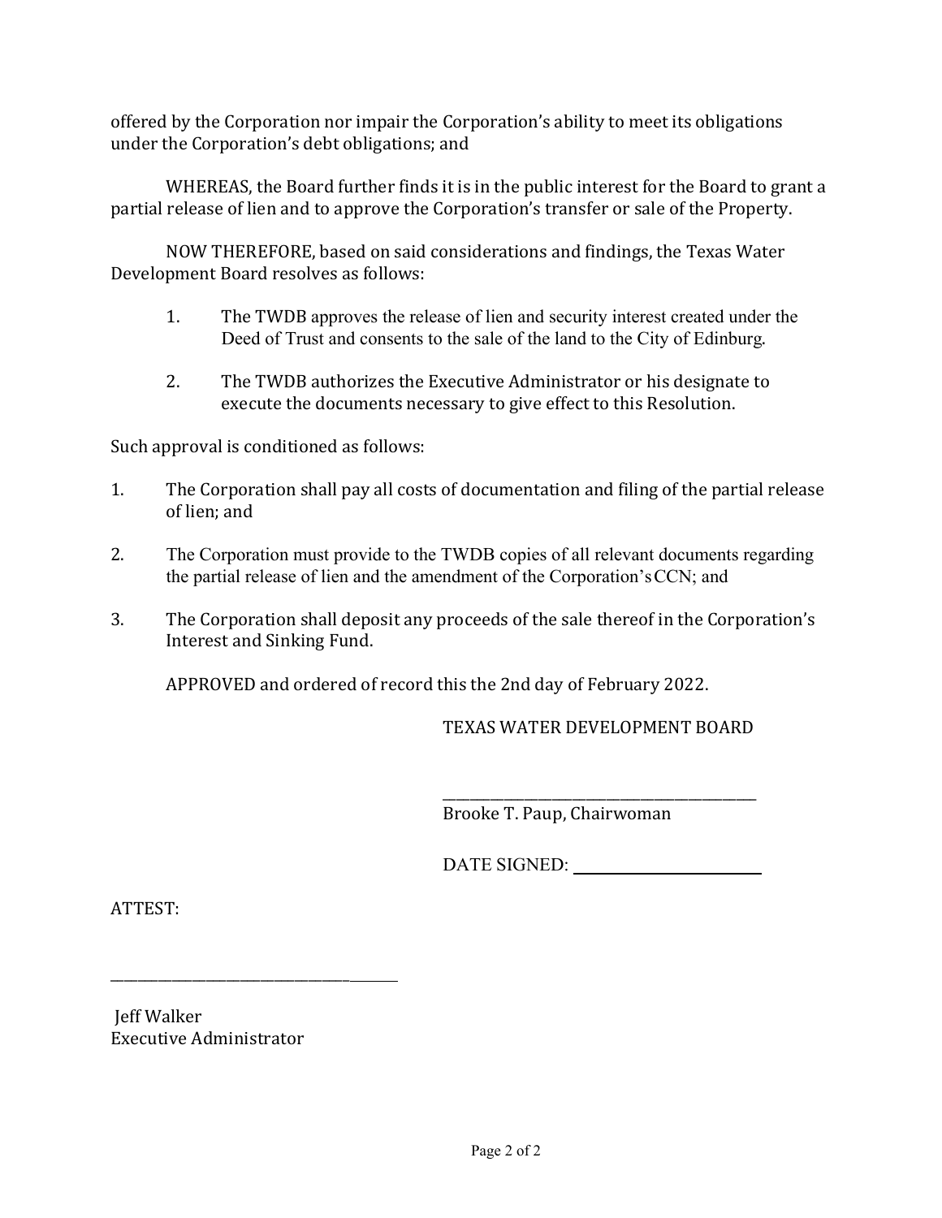offered by the Corporation nor impair the Corporation's ability to meet its obligations under the Corporation's debt obligations; and

WHEREAS, the Board further finds it is in the public interest for the Board to grant a partial release of lien and to approve the Corporation's transfer or sale of the Property.

NOW THEREFORE, based on said considerations and findings, the Texas Water Development Board resolves as follows:

1. The TWDB approves the release of lien and security interest created under the Deed of Trust and consents to the sale of the land to the City of Edinburg.

2. The TWDB authorizes the Executive Administrator or his designate to execute the documents necessary to give effect to this Resolution.

Such approval is conditioned as follows:

1. The Corporation shall pay all costs of documentation and filing of the partial release of lien; and

2. The Corporation must provide to the TWDB copies of all relevant documents regarding the partial release of lien and the amendment of the Corporation's CCN; and

3. The Corporation shall deposit any proceeds of the sale thereof in the Corporation's Interest and Sinking Fund.

APPROVED and ordered of record this the 2nd day of February 2022.

TEXAS WATER DEVELOPMENT BOARD

\_\_\_\_\_\_\_\_\_\_\_\_\_\_\_\_\_\_\_\_\_\_\_\_\_\_\_\_\_\_\_\_\_\_\_\_\_\_\_\_

Brooke T. Paup, Chairwoman

DATE SIGNED: \_\_\_\_\_\_\_\_\_\_\_\_\_\_\_\_\_\_\_\_\_\_

ATTEST:

\_\_\_\_\_\_\_\_\_\_\_\_\_\_\_\_\_\_\_\_\_\_\_\_\_\_\_\_\_\_\_\_\_\_\_\_

Jeff Walker
Executive Administrator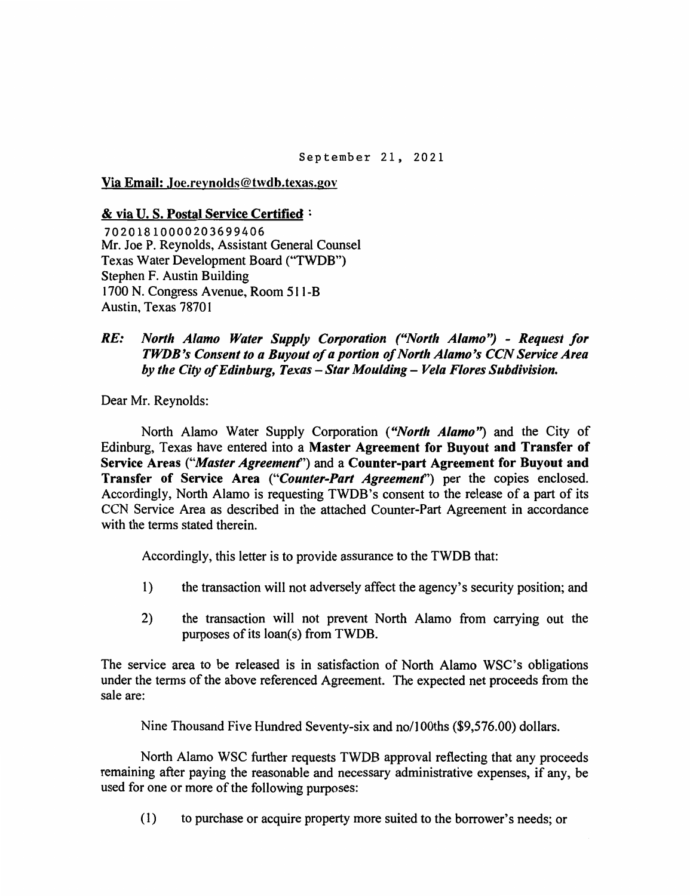September 21, 2021

**Via Email: Joe.reynolds@twdb.texas.gov**

**& via U. S. Postal Service Certified :**

70201810000203699406
Mr. Joe P. Reynolds, Assistant General Counsel
Texas Water Development Board ("TWDB")
Stephen F. Austin Building
1700 N. Congress Avenue, Room 511-B
Austin, Texas 78701

***RE: North Alamo Water Supply Corporation ("North Alamo") - Request for TWDB's Consent to a Buyout of a portion of North Alamo's CCN Service Area by the City of Edinburg, Texas – Star Moulding – Vela Flores Subdivision.***

Dear Mr. Reynolds:

North Alamo Water Supply Corporation (***"North Alamo"***) and the City of Edinburg, Texas have entered into a **Master Agreement for Buyout and Transfer of Service Areas** (*"**Master Agreement**"*) and a **Counter-part Agreement for Buyout and Transfer of Service Area** (*"**Counter-Part Agreement**"*) per the copies enclosed. Accordingly, North Alamo is requesting TWDB's consent to the release of a part of its CCN Service Area as described in the attached Counter-Part Agreement in accordance with the terms stated therein.

Accordingly, this letter is to provide assurance to the TWDB that:

1) the transaction will not adversely affect the agency's security position; and

2) the transaction will not prevent North Alamo from carrying out the purposes of its loan(s) from TWDB.

The service area to be released is in satisfaction of North Alamo WSC's obligations under the terms of the above referenced Agreement. The expected net proceeds from the sale are:

Nine Thousand Five Hundred Seventy-six and no/100ths ($9,576.00) dollars.

North Alamo WSC further requests TWDB approval reflecting that any proceeds remaining after paying the reasonable and necessary administrative expenses, if any, be used for one or more of the following purposes:

(1) to purchase or acquire property more suited to the borrower's needs; or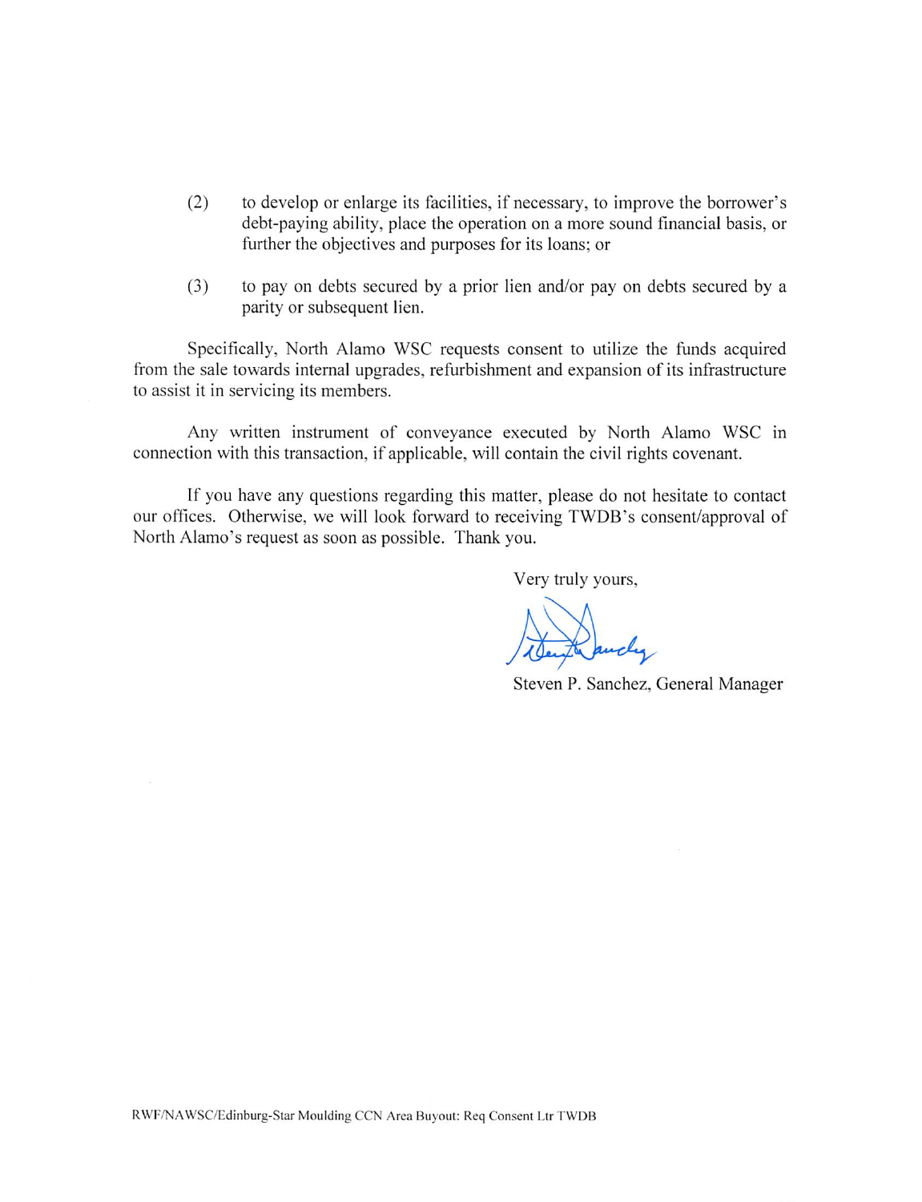(2) to develop or enlarge its facilities, if necessary, to improve the borrower's debt-paying ability, place the operation on a more sound financial basis, or further the objectives and purposes for its loans; or

(3) to pay on debts secured by a prior lien and/or pay on debts secured by a parity or subsequent lien.

Specifically, North Alamo WSC requests consent to utilize the funds acquired from the sale towards internal upgrades, refurbishment and expansion of its infrastructure to assist it in servicing its members.

Any written instrument of conveyance executed by North Alamo WSC in connection with this transaction, if applicable, will contain the civil rights covenant.

If you have any questions regarding this matter, please do not hesitate to contact our offices. Otherwise, we will look forward to receiving TWDB's consent/approval of North Alamo's request as soon as possible. Thank you.

Very truly yours,

Steven P. Sanchez, General Manager

RWF/NAWSC/Edinburg-Star Moulding CCN Area Buyout: Req Consent Ltr TWDB